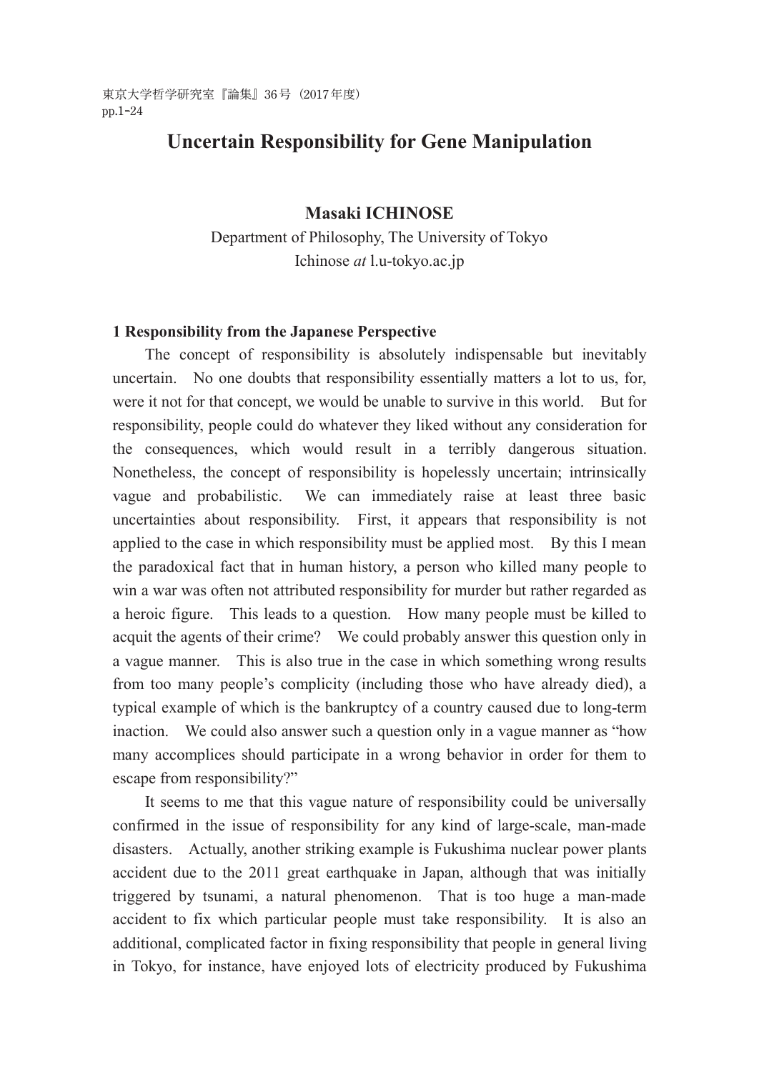# Uncertain Responsibility for Gene Manipulation

**Masaki ICHINOSE**

Department of Philosophy, The University of Tokyo
Ichinose *at* l.u-tokyo.ac.jp

## 1 Responsibility from the Japanese Perspective

The concept of responsibility is absolutely indispensable but inevitably uncertain. No one doubts that responsibility essentially matters a lot to us, for, were it not for that concept, we would be unable to survive in this world. But for responsibility, people could do whatever they liked without any consideration for the consequences, which would result in a terribly dangerous situation. Nonetheless, the concept of responsibility is hopelessly uncertain; intrinsically vague and probabilistic. We can immediately raise at least three basic uncertainties about responsibility. First, it appears that responsibility is not applied to the case in which responsibility must be applied most. By this I mean the paradoxical fact that in human history, a person who killed many people to win a war was often not attributed responsibility for murder but rather regarded as a heroic figure. This leads to a question. How many people must be killed to acquit the agents of their crime? We could probably answer this question only in a vague manner. This is also true in the case in which something wrong results from too many people's complicity (including those who have already died), a typical example of which is the bankruptcy of a country caused due to long-term inaction. We could also answer such a question only in a vague manner as "how many accomplices should participate in a wrong behavior in order for them to escape from responsibility?"

It seems to me that this vague nature of responsibility could be universally confirmed in the issue of responsibility for any kind of large-scale, man-made disasters. Actually, another striking example is Fukushima nuclear power plants accident due to the 2011 great earthquake in Japan, although that was initially triggered by tsunami, a natural phenomenon. That is too huge a man-made accident to fix which particular people must take responsibility. It is also an additional, complicated factor in fixing responsibility that people in general living in Tokyo, for instance, have enjoyed lots of electricity produced by Fukushima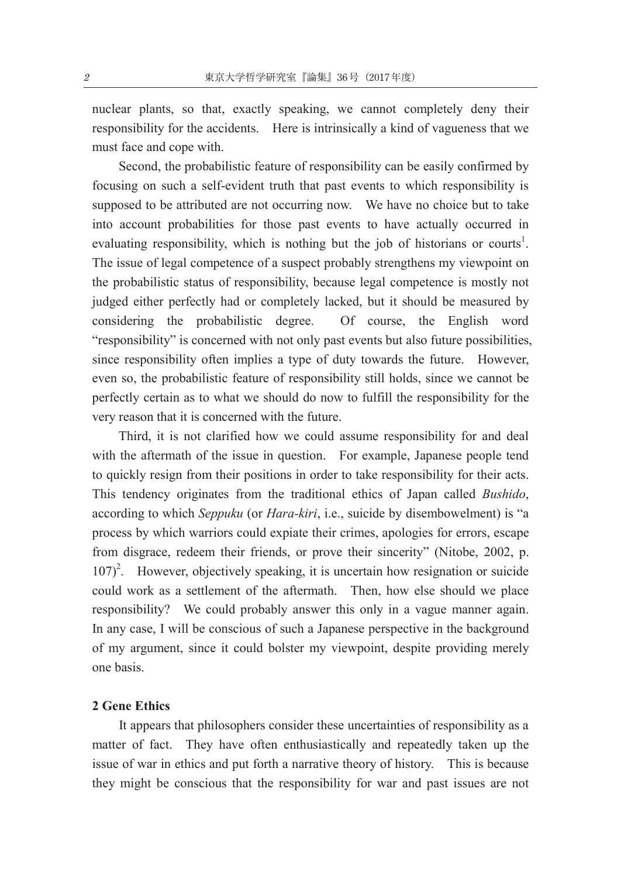nuclear plants, so that, exactly speaking, we cannot completely deny their responsibility for the accidents. Here is intrinsically a kind of vagueness that we must face and cope with.

Second, the probabilistic feature of responsibility can be easily confirmed by focusing on such a self-evident truth that past events to which responsibility is supposed to be attributed are not occurring now. We have no choice but to take into account probabilities for those past events to have actually occurred in evaluating responsibility, which is nothing but the job of historians or courts[1]. The issue of legal competence of a suspect probably strengthens my viewpoint on the probabilistic status of responsibility, because legal competence is mostly not judged either perfectly had or completely lacked, but it should be measured by considering the probabilistic degree. Of course, the English word "responsibility" is concerned with not only past events but also future possibilities, since responsibility often implies a type of duty towards the future. However, even so, the probabilistic feature of responsibility still holds, since we cannot be perfectly certain as to what we should do now to fulfill the responsibility for the very reason that it is concerned with the future.

Third, it is not clarified how we could assume responsibility for and deal with the aftermath of the issue in question. For example, Japanese people tend to quickly resign from their positions in order to take responsibility for their acts. This tendency originates from the traditional ethics of Japan called *Bushido*, according to which *Seppuku* (or *Hara-kiri*, i.e., suicide by disembowelment) is "a process by which warriors could expiate their crimes, apologies for errors, escape from disgrace, redeem their friends, or prove their sincerity" (Nitobe, 2002, p. 107)[2]. However, objectively speaking, it is uncertain how resignation or suicide could work as a settlement of the aftermath. Then, how else should we place responsibility? We could probably answer this only in a vague manner again. In any case, I will be conscious of such a Japanese perspective in the background of my argument, since it could bolster my viewpoint, despite providing merely one basis.

## 2 Gene Ethics

It appears that philosophers consider these uncertainties of responsibility as a matter of fact. They have often enthusiastically and repeatedly taken up the issue of war in ethics and put forth a narrative theory of history. This is because they might be conscious that the responsibility for war and past issues are not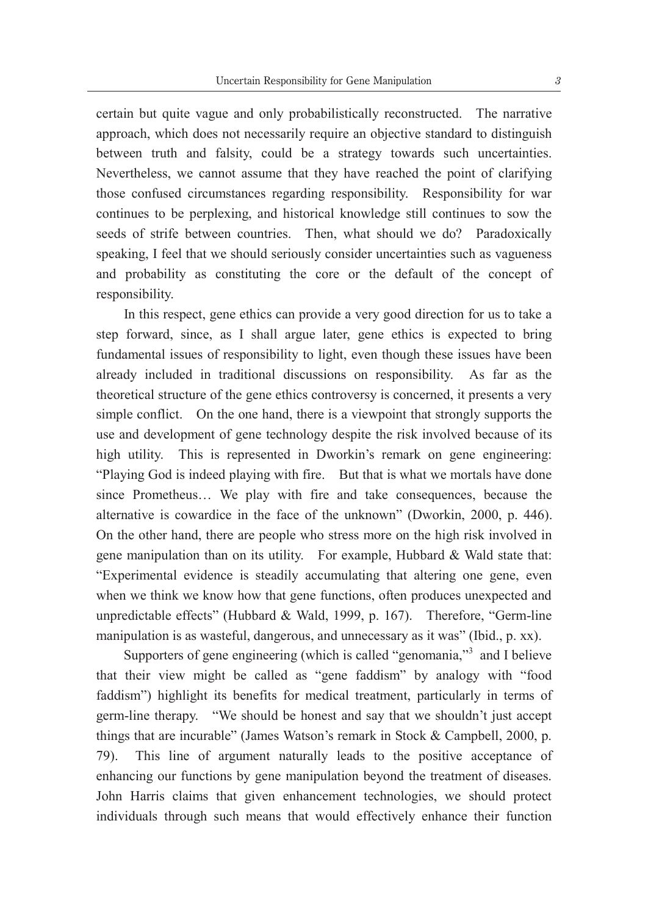certain but quite vague and only probabilistically reconstructed. The narrative approach, which does not necessarily require an objective standard to distinguish between truth and falsity, could be a strategy towards such uncertainties. Nevertheless, we cannot assume that they have reached the point of clarifying those confused circumstances regarding responsibility. Responsibility for war continues to be perplexing, and historical knowledge still continues to sow the seeds of strife between countries. Then, what should we do? Paradoxically speaking, I feel that we should seriously consider uncertainties such as vagueness and probability as constituting the core or the default of the concept of responsibility.

In this respect, gene ethics can provide a very good direction for us to take a step forward, since, as I shall argue later, gene ethics is expected to bring fundamental issues of responsibility to light, even though these issues have been already included in traditional discussions on responsibility. As far as the theoretical structure of the gene ethics controversy is concerned, it presents a very simple conflict. On the one hand, there is a viewpoint that strongly supports the use and development of gene technology despite the risk involved because of its high utility. This is represented in Dworkin's remark on gene engineering: "Playing God is indeed playing with fire. But that is what we mortals have done since Prometheus… We play with fire and take consequences, because the alternative is cowardice in the face of the unknown" (Dworkin, 2000, p. 446). On the other hand, there are people who stress more on the high risk involved in gene manipulation than on its utility. For example, Hubbard & Wald state that: "Experimental evidence is steadily accumulating that altering one gene, even when we think we know how that gene functions, often produces unexpected and unpredictable effects" (Hubbard & Wald, 1999, p. 167). Therefore, "Germ-line manipulation is as wasteful, dangerous, and unnecessary as it was" (Ibid., p. xx).

Supporters of gene engineering (which is called "genomania,"[3] and I believe that their view might be called as "gene faddism" by analogy with "food faddism") highlight its benefits for medical treatment, particularly in terms of germ-line therapy. "We should be honest and say that we shouldn't just accept things that are incurable" (James Watson's remark in Stock & Campbell, 2000, p. 79). This line of argument naturally leads to the positive acceptance of enhancing our functions by gene manipulation beyond the treatment of diseases. John Harris claims that given enhancement technologies, we should protect individuals through such means that would effectively enhance their function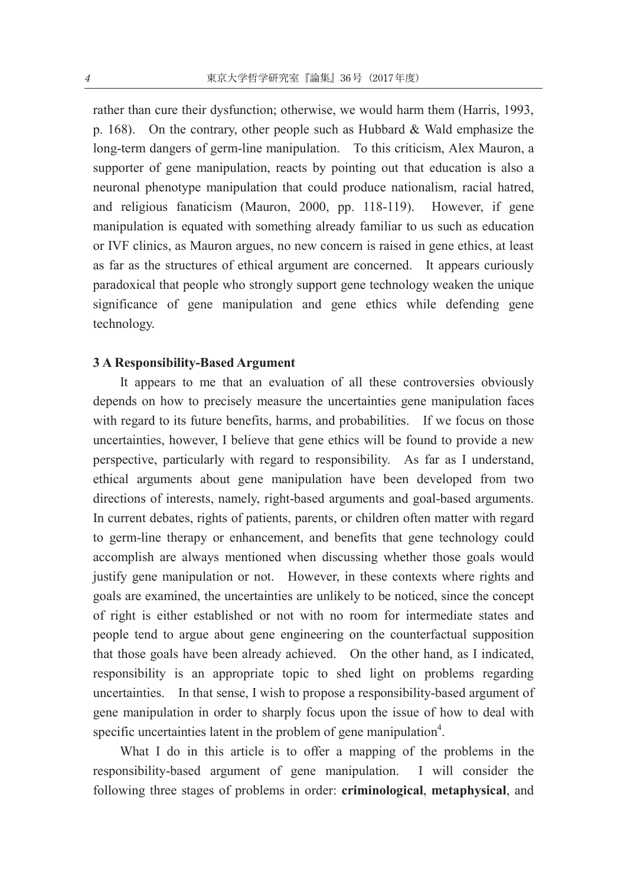rather than cure their dysfunction; otherwise, we would harm them (Harris, 1993, p. 168). On the contrary, other people such as Hubbard & Wald emphasize the long-term dangers of germ-line manipulation. To this criticism, Alex Mauron, a supporter of gene manipulation, reacts by pointing out that education is also a neuronal phenotype manipulation that could produce nationalism, racial hatred, and religious fanaticism (Mauron, 2000, pp. 118-119). However, if gene manipulation is equated with something already familiar to us such as education or IVF clinics, as Mauron argues, no new concern is raised in gene ethics, at least as far as the structures of ethical argument are concerned. It appears curiously paradoxical that people who strongly support gene technology weaken the unique significance of gene manipulation and gene ethics while defending gene technology.

### 3 A Responsibility-Based Argument

It appears to me that an evaluation of all these controversies obviously depends on how to precisely measure the uncertainties gene manipulation faces with regard to its future benefits, harms, and probabilities. If we focus on those uncertainties, however, I believe that gene ethics will be found to provide a new perspective, particularly with regard to responsibility. As far as I understand, ethical arguments about gene manipulation have been developed from two directions of interests, namely, right-based arguments and goal-based arguments. In current debates, rights of patients, parents, or children often matter with regard to germ-line therapy or enhancement, and benefits that gene technology could accomplish are always mentioned when discussing whether those goals would justify gene manipulation or not. However, in these contexts where rights and goals are examined, the uncertainties are unlikely to be noticed, since the concept of right is either established or not with no room for intermediate states and people tend to argue about gene engineering on the counterfactual supposition that those goals have been already achieved. On the other hand, as I indicated, responsibility is an appropriate topic to shed light on problems regarding uncertainties. In that sense, I wish to propose a responsibility-based argument of gene manipulation in order to sharply focus upon the issue of how to deal with specific uncertainties latent in the problem of gene manipulation[4].

What I do in this article is to offer a mapping of the problems in the responsibility-based argument of gene manipulation. I will consider the following three stages of problems in order: **criminological**, **metaphysical**, and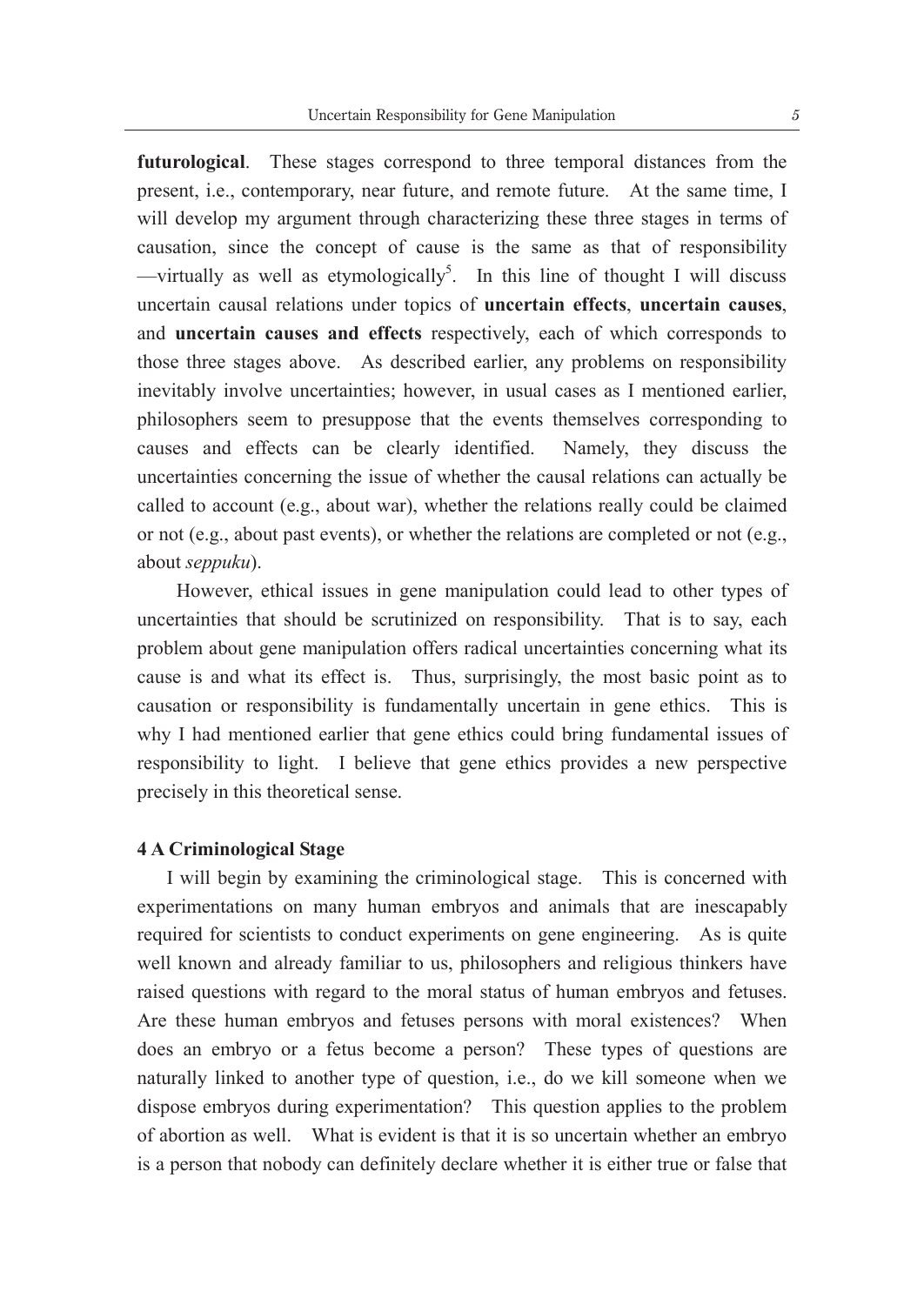**futurological**. These stages correspond to three temporal distances from the present, i.e., contemporary, near future, and remote future. At the same time, I will develop my argument through characterizing these three stages in terms of causation, since the concept of cause is the same as that of responsibility —virtually as well as etymologically[5]. In this line of thought I will discuss uncertain causal relations under topics of **uncertain effects**, **uncertain causes**, and **uncertain causes and effects** respectively, each of which corresponds to those three stages above. As described earlier, any problems on responsibility inevitably involve uncertainties; however, in usual cases as I mentioned earlier, philosophers seem to presuppose that the events themselves corresponding to causes and effects can be clearly identified. Namely, they discuss the uncertainties concerning the issue of whether the causal relations can actually be called to account (e.g., about war), whether the relations really could be claimed or not (e.g., about past events), or whether the relations are completed or not (e.g., about *seppuku*).

However, ethical issues in gene manipulation could lead to other types of uncertainties that should be scrutinized on responsibility. That is to say, each problem about gene manipulation offers radical uncertainties concerning what its cause is and what its effect is. Thus, surprisingly, the most basic point as to causation or responsibility is fundamentally uncertain in gene ethics. This is why I had mentioned earlier that gene ethics could bring fundamental issues of responsibility to light. I believe that gene ethics provides a new perspective precisely in this theoretical sense.

## 4 A Criminological Stage

I will begin by examining the criminological stage. This is concerned with experimentations on many human embryos and animals that are inescapably required for scientists to conduct experiments on gene engineering. As is quite well known and already familiar to us, philosophers and religious thinkers have raised questions with regard to the moral status of human embryos and fetuses. Are these human embryos and fetuses persons with moral existences? When does an embryo or a fetus become a person? These types of questions are naturally linked to another type of question, i.e., do we kill someone when we dispose embryos during experimentation? This question applies to the problem of abortion as well. What is evident is that it is so uncertain whether an embryo is a person that nobody can definitely declare whether it is either true or false that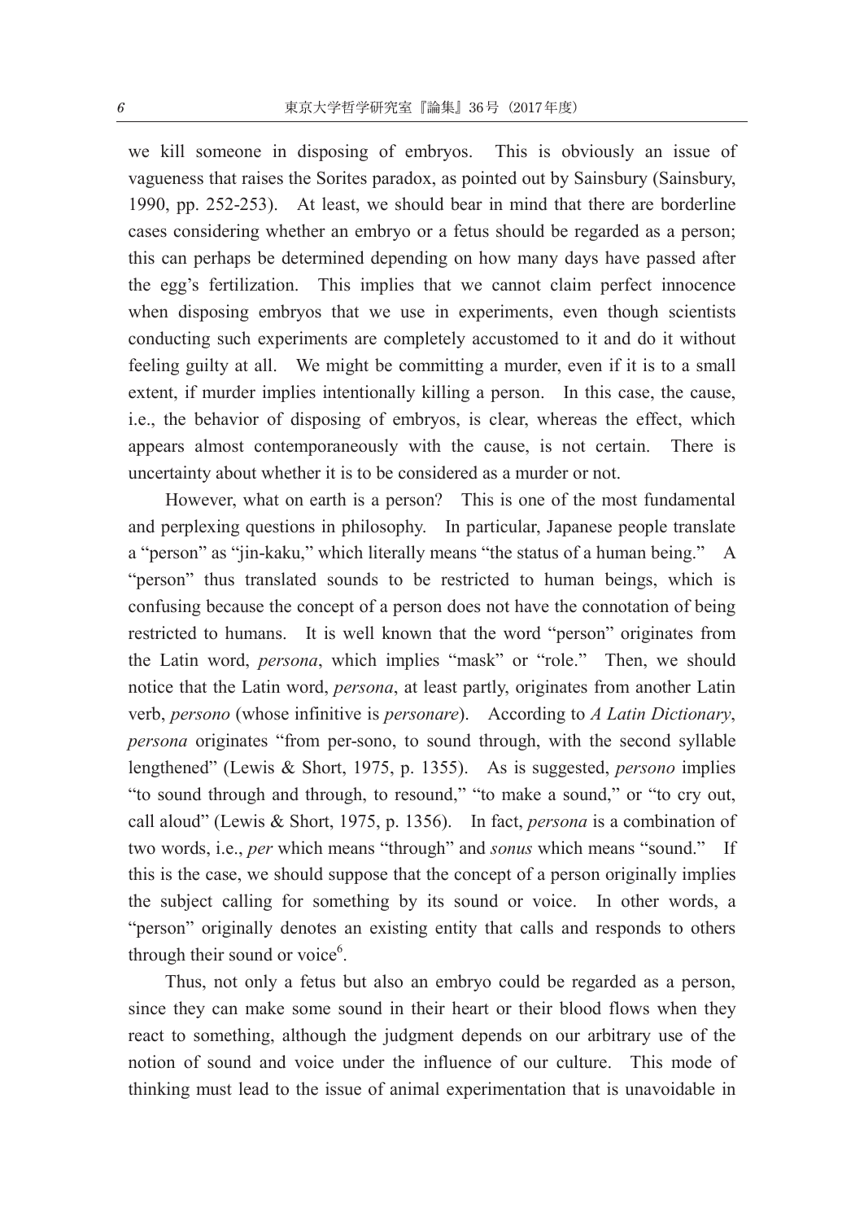we kill someone in disposing of embryos. This is obviously an issue of vagueness that raises the Sorites paradox, as pointed out by Sainsbury (Sainsbury, 1990, pp. 252-253). At least, we should bear in mind that there are borderline cases considering whether an embryo or a fetus should be regarded as a person; this can perhaps be determined depending on how many days have passed after the egg's fertilization. This implies that we cannot claim perfect innocence when disposing embryos that we use in experiments, even though scientists conducting such experiments are completely accustomed to it and do it without feeling guilty at all. We might be committing a murder, even if it is to a small extent, if murder implies intentionally killing a person. In this case, the cause, i.e., the behavior of disposing of embryos, is clear, whereas the effect, which appears almost contemporaneously with the cause, is not certain. There is uncertainty about whether it is to be considered as a murder or not.

However, what on earth is a person? This is one of the most fundamental and perplexing questions in philosophy. In particular, Japanese people translate a "person" as "jin-kaku," which literally means "the status of a human being." A "person" thus translated sounds to be restricted to human beings, which is confusing because the concept of a person does not have the connotation of being restricted to humans. It is well known that the word "person" originates from the Latin word, *persona*, which implies "mask" or "role." Then, we should notice that the Latin word, *persona*, at least partly, originates from another Latin verb, *persono* (whose infinitive is *personare*). According to *A Latin Dictionary*, *persona* originates "from per-sono, to sound through, with the second syllable lengthened" (Lewis & Short, 1975, p. 1355). As is suggested, *persono* implies "to sound through and through, to resound," "to make a sound," or "to cry out, call aloud" (Lewis & Short, 1975, p. 1356). In fact, *persona* is a combination of two words, i.e., *per* which means "through" and *sonus* which means "sound." If this is the case, we should suppose that the concept of a person originally implies the subject calling for something by its sound or voice. In other words, a "person" originally denotes an existing entity that calls and responds to others through their sound or voice[6].

Thus, not only a fetus but also an embryo could be regarded as a person, since they can make some sound in their heart or their blood flows when they react to something, although the judgment depends on our arbitrary use of the notion of sound and voice under the influence of our culture. This mode of thinking must lead to the issue of animal experimentation that is unavoidable in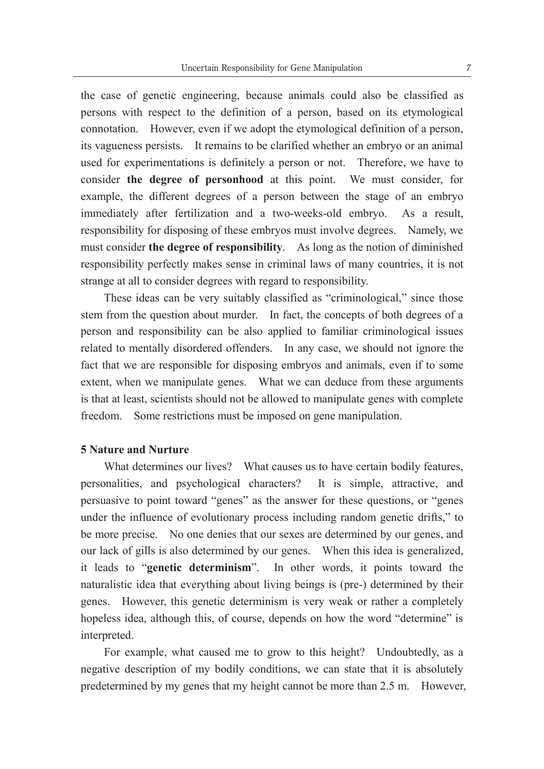the case of genetic engineering, because animals could also be classified as persons with respect to the definition of a person, based on its etymological connotation. However, even if we adopt the etymological definition of a person, its vagueness persists. It remains to be clarified whether an embryo or an animal used for experimentations is definitely a person or not. Therefore, we have to consider **the degree of personhood** at this point. We must consider, for example, the different degrees of a person between the stage of an embryo immediately after fertilization and a two-weeks-old embryo. As a result, responsibility for disposing of these embryos must involve degrees. Namely, we must consider **the degree of responsibility**. As long as the notion of diminished responsibility perfectly makes sense in criminal laws of many countries, it is not strange at all to consider degrees with regard to responsibility.

These ideas can be very suitably classified as "criminological," since those stem from the question about murder. In fact, the concepts of both degrees of a person and responsibility can be also applied to familiar criminological issues related to mentally disordered offenders. In any case, we should not ignore the fact that we are responsible for disposing embryos and animals, even if to some extent, when we manipulate genes. What we can deduce from these arguments is that at least, scientists should not be allowed to manipulate genes with complete freedom. Some restrictions must be imposed on gene manipulation.

## 5 Nature and Nurture

What determines our lives? What causes us to have certain bodily features, personalities, and psychological characters? It is simple, attractive, and persuasive to point toward "genes" as the answer for these questions, or "genes under the influence of evolutionary process including random genetic drifts," to be more precise. No one denies that our sexes are determined by our genes, and our lack of gills is also determined by our genes. When this idea is generalized, it leads to "**genetic determinism**". In other words, it points toward the naturalistic idea that everything about living beings is (pre-) determined by their genes. However, this genetic determinism is very weak or rather a completely hopeless idea, although this, of course, depends on how the word "determine" is interpreted.

For example, what caused me to grow to this height? Undoubtedly, as a negative description of my bodily conditions, we can state that it is absolutely predetermined by my genes that my height cannot be more than 2.5 m. However,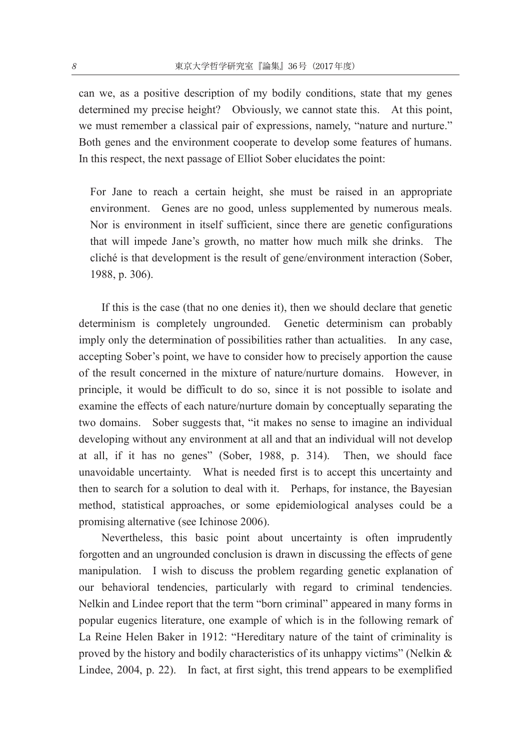can we, as a positive description of my bodily conditions, state that my genes determined my precise height? Obviously, we cannot state this. At this point, we must remember a classical pair of expressions, namely, "nature and nurture." Both genes and the environment cooperate to develop some features of humans. In this respect, the next passage of Elliot Sober elucidates the point:

> For Jane to reach a certain height, she must be raised in an appropriate environment. Genes are no good, unless supplemented by numerous meals. Nor is environment in itself sufficient, since there are genetic configurations that will impede Jane's growth, no matter how much milk she drinks. The cliché is that development is the result of gene/environment interaction (Sober, 1988, p. 306).

If this is the case (that no one denies it), then we should declare that genetic determinism is completely ungrounded. Genetic determinism can probably imply only the determination of possibilities rather than actualities. In any case, accepting Sober's point, we have to consider how to precisely apportion the cause of the result concerned in the mixture of nature/nurture domains. However, in principle, it would be difficult to do so, since it is not possible to isolate and examine the effects of each nature/nurture domain by conceptually separating the two domains. Sober suggests that, "it makes no sense to imagine an individual developing without any environment at all and that an individual will not develop at all, if it has no genes" (Sober, 1988, p. 314). Then, we should face unavoidable uncertainty. What is needed first is to accept this uncertainty and then to search for a solution to deal with it. Perhaps, for instance, the Bayesian method, statistical approaches, or some epidemiological analyses could be a promising alternative (see Ichinose 2006).

Nevertheless, this basic point about uncertainty is often imprudently forgotten and an ungrounded conclusion is drawn in discussing the effects of gene manipulation. I wish to discuss the problem regarding genetic explanation of our behavioral tendencies, particularly with regard to criminal tendencies. Nelkin and Lindee report that the term "born criminal" appeared in many forms in popular eugenics literature, one example of which is in the following remark of La Reine Helen Baker in 1912: "Hereditary nature of the taint of criminality is proved by the history and bodily characteristics of its unhappy victims" (Nelkin & Lindee, 2004, p. 22). In fact, at first sight, this trend appears to be exemplified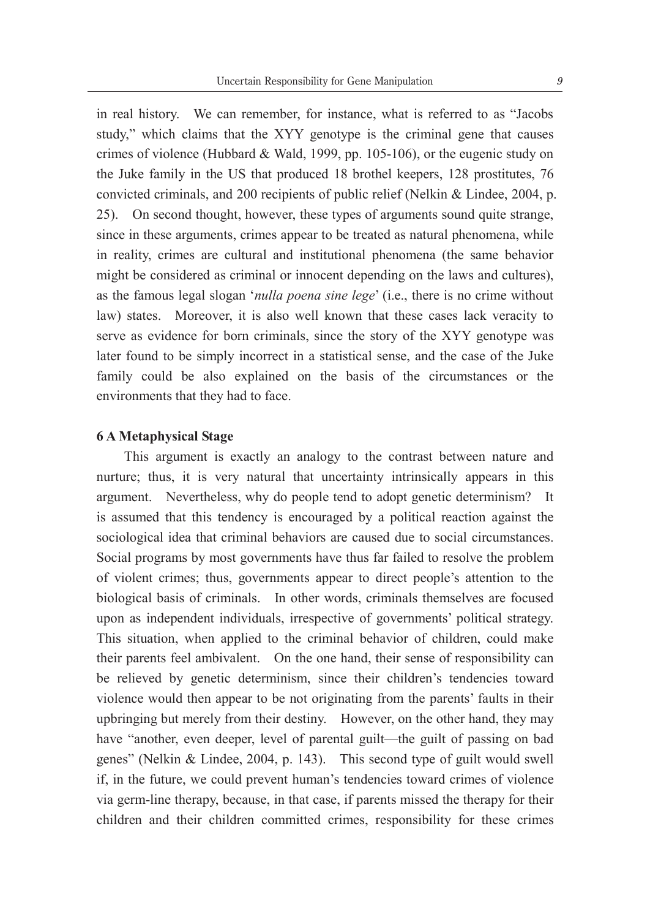in real history. We can remember, for instance, what is referred to as "Jacobs study," which claims that the XYY genotype is the criminal gene that causes crimes of violence (Hubbard & Wald, 1999, pp. 105-106), or the eugenic study on the Juke family in the US that produced 18 brothel keepers, 128 prostitutes, 76 convicted criminals, and 200 recipients of public relief (Nelkin & Lindee, 2004, p. 25). On second thought, however, these types of arguments sound quite strange, since in these arguments, crimes appear to be treated as natural phenomena, while in reality, crimes are cultural and institutional phenomena (the same behavior might be considered as criminal or innocent depending on the laws and cultures), as the famous legal slogan '*nulla poena sine lege*' (i.e., there is no crime without law) states. Moreover, it is also well known that these cases lack veracity to serve as evidence for born criminals, since the story of the XYY genotype was later found to be simply incorrect in a statistical sense, and the case of the Juke family could be also explained on the basis of the circumstances or the environments that they had to face.

### 6 A Metaphysical Stage

This argument is exactly an analogy to the contrast between nature and nurture; thus, it is very natural that uncertainty intrinsically appears in this argument. Nevertheless, why do people tend to adopt genetic determinism? It is assumed that this tendency is encouraged by a political reaction against the sociological idea that criminal behaviors are caused due to social circumstances. Social programs by most governments have thus far failed to resolve the problem of violent crimes; thus, governments appear to direct people's attention to the biological basis of criminals. In other words, criminals themselves are focused upon as independent individuals, irrespective of governments' political strategy. This situation, when applied to the criminal behavior of children, could make their parents feel ambivalent. On the one hand, their sense of responsibility can be relieved by genetic determinism, since their children's tendencies toward violence would then appear to be not originating from the parents' faults in their upbringing but merely from their destiny. However, on the other hand, they may have "another, even deeper, level of parental guilt—the guilt of passing on bad genes" (Nelkin & Lindee, 2004, p. 143). This second type of guilt would swell if, in the future, we could prevent human's tendencies toward crimes of violence via germ-line therapy, because, in that case, if parents missed the therapy for their children and their children committed crimes, responsibility for these crimes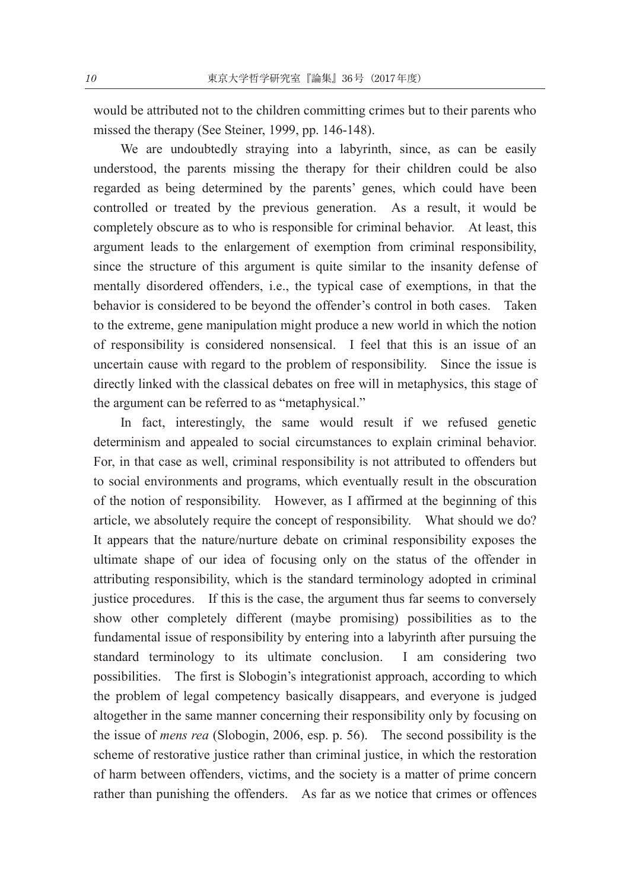would be attributed not to the children committing crimes but to their parents who missed the therapy (See Steiner, 1999, pp. 146-148).

We are undoubtedly straying into a labyrinth, since, as can be easily understood, the parents missing the therapy for their children could be also regarded as being determined by the parents' genes, which could have been controlled or treated by the previous generation. As a result, it would be completely obscure as to who is responsible for criminal behavior. At least, this argument leads to the enlargement of exemption from criminal responsibility, since the structure of this argument is quite similar to the insanity defense of mentally disordered offenders, i.e., the typical case of exemptions, in that the behavior is considered to be beyond the offender's control in both cases. Taken to the extreme, gene manipulation might produce a new world in which the notion of responsibility is considered nonsensical. I feel that this is an issue of an uncertain cause with regard to the problem of responsibility. Since the issue is directly linked with the classical debates on free will in metaphysics, this stage of the argument can be referred to as "metaphysical."

In fact, interestingly, the same would result if we refused genetic determinism and appealed to social circumstances to explain criminal behavior. For, in that case as well, criminal responsibility is not attributed to offenders but to social environments and programs, which eventually result in the obscuration of the notion of responsibility. However, as I affirmed at the beginning of this article, we absolutely require the concept of responsibility. What should we do? It appears that the nature/nurture debate on criminal responsibility exposes the ultimate shape of our idea of focusing only on the status of the offender in attributing responsibility, which is the standard terminology adopted in criminal justice procedures. If this is the case, the argument thus far seems to conversely show other completely different (maybe promising) possibilities as to the fundamental issue of responsibility by entering into a labyrinth after pursuing the standard terminology to its ultimate conclusion. I am considering two possibilities. The first is Slobogin's integrationist approach, according to which the problem of legal competency basically disappears, and everyone is judged altogether in the same manner concerning their responsibility only by focusing on the issue of *mens rea* (Slobogin, 2006, esp. p. 56). The second possibility is the scheme of restorative justice rather than criminal justice, in which the restoration of harm between offenders, victims, and the society is a matter of prime concern rather than punishing the offenders. As far as we notice that crimes or offences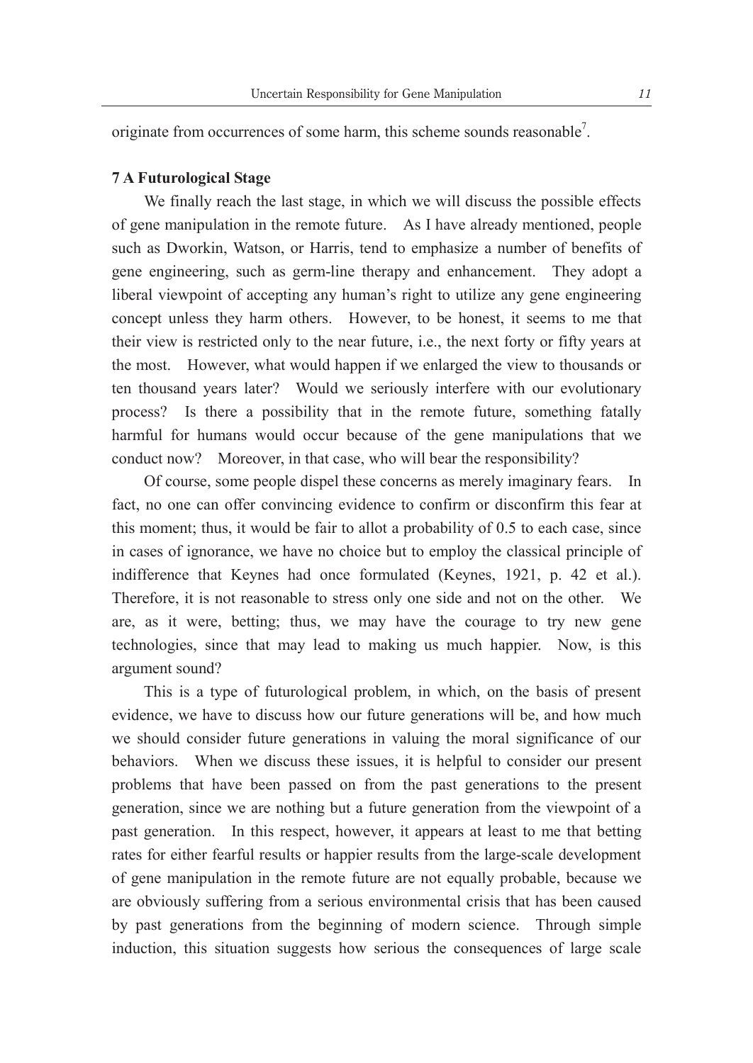originate from occurrences of some harm, this scheme sounds reasonable[7].

## 7 A Futurological Stage

We finally reach the last stage, in which we will discuss the possible effects of gene manipulation in the remote future. As I have already mentioned, people such as Dworkin, Watson, or Harris, tend to emphasize a number of benefits of gene engineering, such as germ-line therapy and enhancement. They adopt a liberal viewpoint of accepting any human's right to utilize any gene engineering concept unless they harm others. However, to be honest, it seems to me that their view is restricted only to the near future, i.e., the next forty or fifty years at the most. However, what would happen if we enlarged the view to thousands or ten thousand years later? Would we seriously interfere with our evolutionary process? Is there a possibility that in the remote future, something fatally harmful for humans would occur because of the gene manipulations that we conduct now? Moreover, in that case, who will bear the responsibility?

Of course, some people dispel these concerns as merely imaginary fears. In fact, no one can offer convincing evidence to confirm or disconfirm this fear at this moment; thus, it would be fair to allot a probability of 0.5 to each case, since in cases of ignorance, we have no choice but to employ the classical principle of indifference that Keynes had once formulated (Keynes, 1921, p. 42 et al.). Therefore, it is not reasonable to stress only one side and not on the other. We are, as it were, betting; thus, we may have the courage to try new gene technologies, since that may lead to making us much happier. Now, is this argument sound?

This is a type of futurological problem, in which, on the basis of present evidence, we have to discuss how our future generations will be, and how much we should consider future generations in valuing the moral significance of our behaviors. When we discuss these issues, it is helpful to consider our present problems that have been passed on from the past generations to the present generation, since we are nothing but a future generation from the viewpoint of a past generation. In this respect, however, it appears at least to me that betting rates for either fearful results or happier results from the large-scale development of gene manipulation in the remote future are not equally probable, because we are obviously suffering from a serious environmental crisis that has been caused by past generations from the beginning of modern science. Through simple induction, this situation suggests how serious the consequences of large scale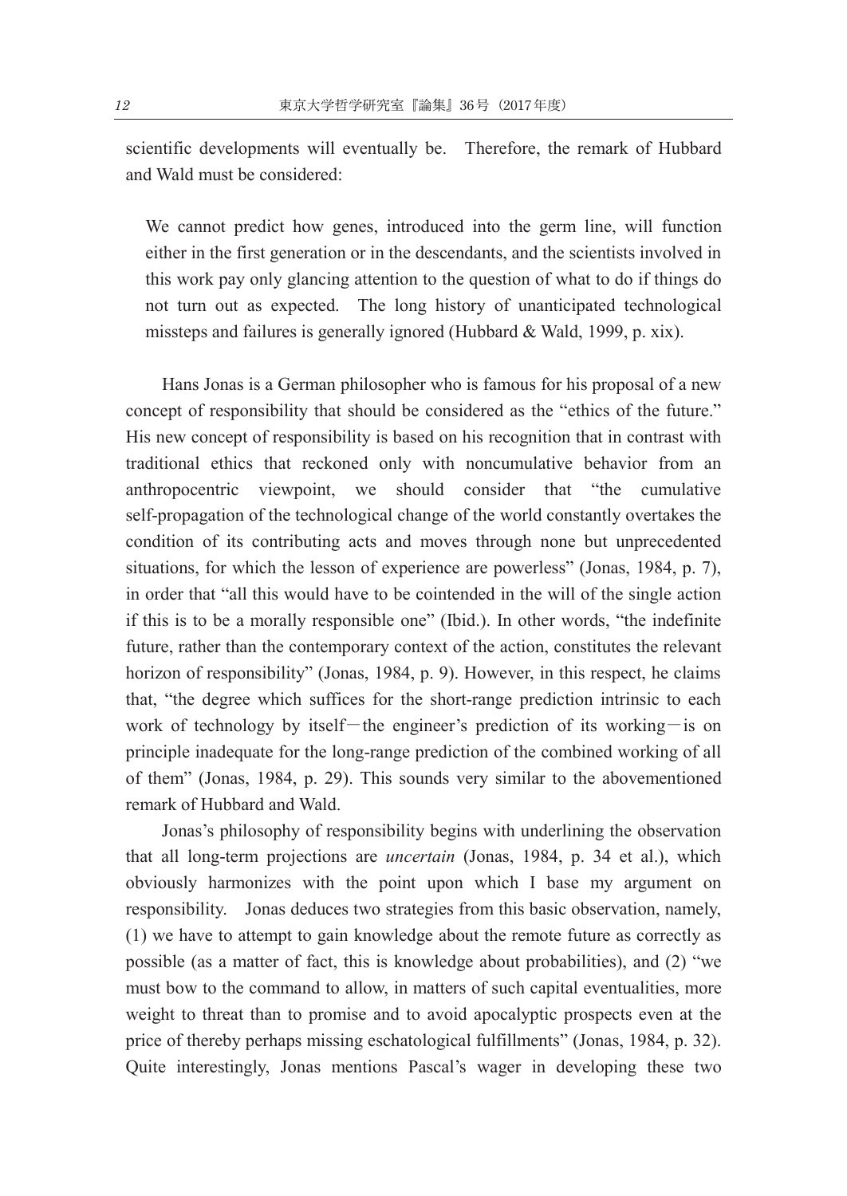scientific developments will eventually be. Therefore, the remark of Hubbard and Wald must be considered:

> We cannot predict how genes, introduced into the germ line, will function either in the first generation or in the descendants, and the scientists involved in this work pay only glancing attention to the question of what to do if things do not turn out as expected. The long history of unanticipated technological missteps and failures is generally ignored (Hubbard & Wald, 1999, p. xix).

Hans Jonas is a German philosopher who is famous for his proposal of a new concept of responsibility that should be considered as the "ethics of the future." His new concept of responsibility is based on his recognition that in contrast with traditional ethics that reckoned only with noncumulative behavior from an anthropocentric viewpoint, we should consider that "the cumulative self-propagation of the technological change of the world constantly overtakes the condition of its contributing acts and moves through none but unprecedented situations, for which the lesson of experience are powerless" (Jonas, 1984, p. 7), in order that "all this would have to be cointended in the will of the single action if this is to be a morally responsible one" (Ibid.). In other words, "the indefinite future, rather than the contemporary context of the action, constitutes the relevant horizon of responsibility" (Jonas, 1984, p. 9). However, in this respect, he claims that, "the degree which suffices for the short-range prediction intrinsic to each work of technology by itself－the engineer's prediction of its working－is on principle inadequate for the long-range prediction of the combined working of all of them" (Jonas, 1984, p. 29). This sounds very similar to the abovementioned remark of Hubbard and Wald.

Jonas's philosophy of responsibility begins with underlining the observation that all long-term projections are *uncertain* (Jonas, 1984, p. 34 et al.), which obviously harmonizes with the point upon which I base my argument on responsibility. Jonas deduces two strategies from this basic observation, namely, (1) we have to attempt to gain knowledge about the remote future as correctly as possible (as a matter of fact, this is knowledge about probabilities), and (2) "we must bow to the command to allow, in matters of such capital eventualities, more weight to threat than to promise and to avoid apocalyptic prospects even at the price of thereby perhaps missing eschatological fulfillments" (Jonas, 1984, p. 32). Quite interestingly, Jonas mentions Pascal's wager in developing these two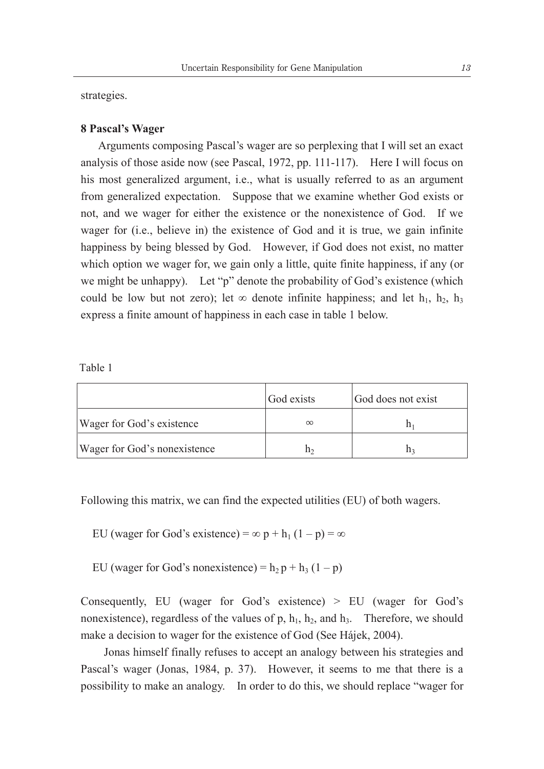strategies.

## 8 Pascal's Wager

Arguments composing Pascal's wager are so perplexing that I will set an exact analysis of those aside now (see Pascal, 1972, pp. 111-117). Here I will focus on his most generalized argument, i.e., what is usually referred to as an argument from generalized expectation. Suppose that we examine whether God exists or not, and we wager for either the existence or the nonexistence of God. If we wager for (i.e., believe in) the existence of God and it is true, we gain infinite happiness by being blessed by God. However, if God does not exist, no matter which option we wager for, we gain only a little, quite finite happiness, if any (or we might be unhappy). Let "p" denote the probability of God's existence (which could be low but not zero); let $\infty$ denote infinite happiness; and let $h_1$, $h_2$, $h_3$ express a finite amount of happiness in each case in table 1 below.

Table 1

| | God exists | God does not exist |
|---|---|---|
| Wager for God's existence | $\infty$ | $h_1$ |
| Wager for God's nonexistence | $h_2$ | $h_3$ |

Following this matrix, we can find the expected utilities (EU) of both wagers.

$$\text{EU (wager for God's existence)} = \infty\, p + h_1 (1 - p) = \infty$$

$$\text{EU (wager for God's nonexistence)} = h_2\, p + h_3 (1 - p)$$

Consequently, EU (wager for God's existence) > EU (wager for God's nonexistence), regardless of the values of p, $h_1$, $h_2$, and $h_3$. Therefore, we should make a decision to wager for the existence of God (See Hájek, 2004).

Jonas himself finally refuses to accept an analogy between his strategies and Pascal's wager (Jonas, 1984, p. 37). However, it seems to me that there is a possibility to make an analogy. In order to do this, we should replace "wager for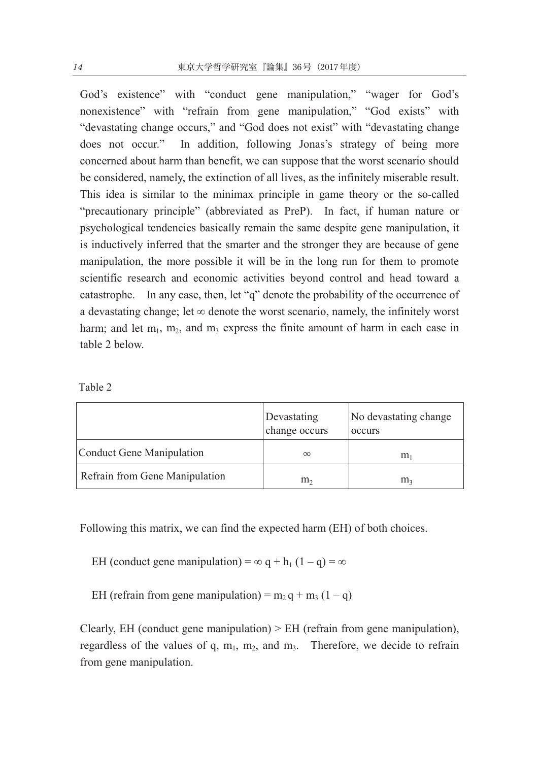God's existence" with "conduct gene manipulation," "wager for God's nonexistence" with "refrain from gene manipulation," "God exists" with "devastating change occurs," and "God does not exist" with "devastating change does not occur." In addition, following Jonas's strategy of being more concerned about harm than benefit, we can suppose that the worst scenario should be considered, namely, the extinction of all lives, as the infinitely miserable result. This idea is similar to the minimax principle in game theory or the so-called "precautionary principle" (abbreviated as PreP). In fact, if human nature or psychological tendencies basically remain the same despite gene manipulation, it is inductively inferred that the smarter and the stronger they are because of gene manipulation, the more possible it will be in the long run for them to promote scientific research and economic activities beyond control and head toward a catastrophe. In any case, then, let "q" denote the probability of the occurrence of a devastating change; let $\infty$ denote the worst scenario, namely, the infinitely worst harm; and let $m_1$, $m_2$, and $m_3$ express the finite amount of harm in each case in table 2 below.

Table 2

| | Devastating change occurs | No devastating change occurs |
|---|---|---|
| Conduct Gene Manipulation | $\infty$ | $m_1$ |
| Refrain from Gene Manipulation | $m_2$ | $m_3$ |

Following this matrix, we can find the expected harm (EH) of both choices.

$$\text{EH (conduct gene manipulation)} = \infty\, q + h_1\,(1 - q) = \infty$$

$$\text{EH (refrain from gene manipulation)} = m_2\, q + m_3\,(1 - q)$$

Clearly, EH (conduct gene manipulation) > EH (refrain from gene manipulation), regardless of the values of q, $m_1$, $m_2$, and $m_3$. Therefore, we decide to refrain from gene manipulation.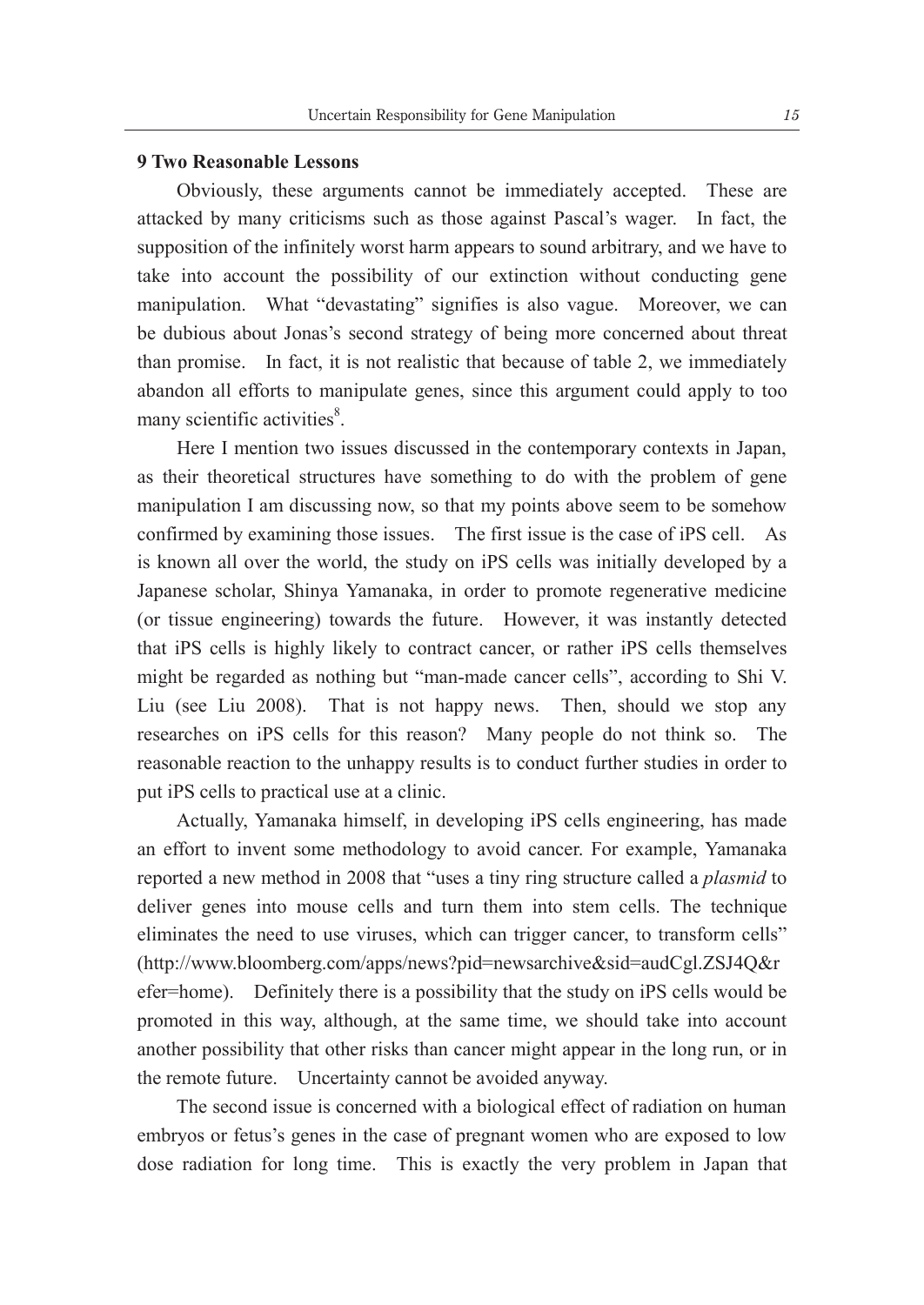## 9 Two Reasonable Lessons

Obviously, these arguments cannot be immediately accepted. These are attacked by many criticisms such as those against Pascal's wager. In fact, the supposition of the infinitely worst harm appears to sound arbitrary, and we have to take into account the possibility of our extinction without conducting gene manipulation. What "devastating" signifies is also vague. Moreover, we can be dubious about Jonas's second strategy of being more concerned about threat than promise. In fact, it is not realistic that because of table 2, we immediately abandon all efforts to manipulate genes, since this argument could apply to too many scientific activities[8].

Here I mention two issues discussed in the contemporary contexts in Japan, as their theoretical structures have something to do with the problem of gene manipulation I am discussing now, so that my points above seem to be somehow confirmed by examining those issues. The first issue is the case of iPS cell. As is known all over the world, the study on iPS cells was initially developed by a Japanese scholar, Shinya Yamanaka, in order to promote regenerative medicine (or tissue engineering) towards the future. However, it was instantly detected that iPS cells is highly likely to contract cancer, or rather iPS cells themselves might be regarded as nothing but "man-made cancer cells", according to Shi V. Liu (see Liu 2008). That is not happy news. Then, should we stop any researches on iPS cells for this reason? Many people do not think so. The reasonable reaction to the unhappy results is to conduct further studies in order to put iPS cells to practical use at a clinic.

Actually, Yamanaka himself, in developing iPS cells engineering, has made an effort to invent some methodology to avoid cancer. For example, Yamanaka reported a new method in 2008 that "uses a tiny ring structure called a *plasmid* to deliver genes into mouse cells and turn them into stem cells. The technique eliminates the need to use viruses, which can trigger cancer, to transform cells" (http://www.bloomberg.com/apps/news?pid=newsarchive&sid=audCgl.ZSJ4Q&refer=home). Definitely there is a possibility that the study on iPS cells would be promoted in this way, although, at the same time, we should take into account another possibility that other risks than cancer might appear in the long run, or in the remote future. Uncertainty cannot be avoided anyway.

The second issue is concerned with a biological effect of radiation on human embryos or fetus's genes in the case of pregnant women who are exposed to low dose radiation for long time. This is exactly the very problem in Japan that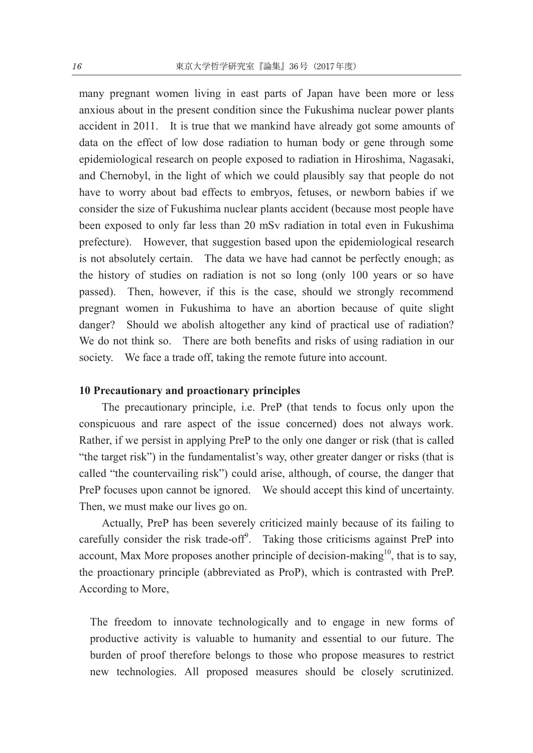many pregnant women living in east parts of Japan have been more or less anxious about in the present condition since the Fukushima nuclear power plants accident in 2011. It is true that we mankind have already got some amounts of data on the effect of low dose radiation to human body or gene through some epidemiological research on people exposed to radiation in Hiroshima, Nagasaki, and Chernobyl, in the light of which we could plausibly say that people do not have to worry about bad effects to embryos, fetuses, or newborn babies if we consider the size of Fukushima nuclear plants accident (because most people have been exposed to only far less than 20 mSv radiation in total even in Fukushima prefecture). However, that suggestion based upon the epidemiological research is not absolutely certain. The data we have had cannot be perfectly enough; as the history of studies on radiation is not so long (only 100 years or so have passed). Then, however, if this is the case, should we strongly recommend pregnant women in Fukushima to have an abortion because of quite slight danger? Should we abolish altogether any kind of practical use of radiation? We do not think so. There are both benefits and risks of using radiation in our society. We face a trade off, taking the remote future into account.

### 10 Precautionary and proactionary principles

The precautionary principle, i.e. PreP (that tends to focus only upon the conspicuous and rare aspect of the issue concerned) does not always work. Rather, if we persist in applying PreP to the only one danger or risk (that is called "the target risk") in the fundamentalist's way, other greater danger or risks (that is called "the countervailing risk") could arise, although, of course, the danger that PreP focuses upon cannot be ignored. We should accept this kind of uncertainty. Then, we must make our lives go on.

Actually, PreP has been severely criticized mainly because of its failing to carefully consider the risk trade-off[9]. Taking those criticisms against PreP into account, Max More proposes another principle of decision-making[10], that is to say, the proactionary principle (abbreviated as ProP), which is contrasted with PreP. According to More,

> The freedom to innovate technologically and to engage in new forms of productive activity is valuable to humanity and essential to our future. The burden of proof therefore belongs to those who propose measures to restrict new technologies. All proposed measures should be closely scrutinized.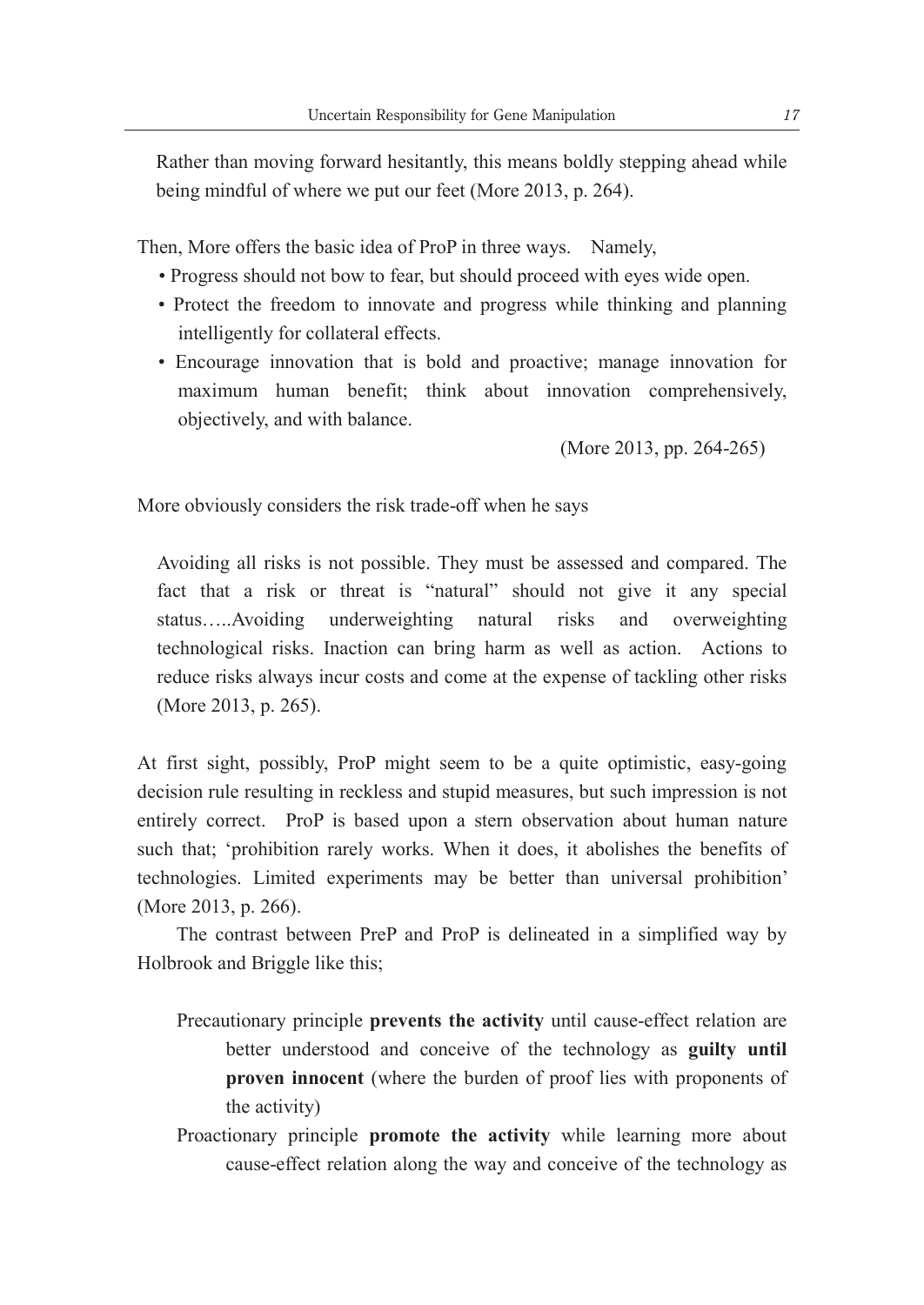Rather than moving forward hesitantly, this means boldly stepping ahead while being mindful of where we put our feet (More 2013, p. 264).

Then, More offers the basic idea of ProP in three ways. Namely,

- Progress should not bow to fear, but should proceed with eyes wide open.
- Protect the freedom to innovate and progress while thinking and planning intelligently for collateral effects.
- Encourage innovation that is bold and proactive; manage innovation for maximum human benefit; think about innovation comprehensively, objectively, and with balance.

(More 2013, pp. 264-265)

More obviously considers the risk trade-off when he says

> Avoiding all risks is not possible. They must be assessed and compared. The fact that a risk or threat is "natural" should not give it any special status…..Avoiding underweighting natural risks and overweighting technological risks. Inaction can bring harm as well as action. Actions to reduce risks always incur costs and come at the expense of tackling other risks (More 2013, p. 265).

At first sight, possibly, ProP might seem to be a quite optimistic, easy-going decision rule resulting in reckless and stupid measures, but such impression is not entirely correct. ProP is based upon a stern observation about human nature such that; 'prohibition rarely works. When it does, it abolishes the benefits of technologies. Limited experiments may be better than universal prohibition' (More 2013, p. 266).

The contrast between PreP and ProP is delineated in a simplified way by Holbrook and Briggle like this;

> Precautionary principle **prevents the activity** until cause-effect relation are better understood and conceive of the technology as **guilty until proven innocent** (where the burden of proof lies with proponents of the activity)
>
> Proactionary principle **promote the activity** while learning more about cause-effect relation along the way and conceive of the technology as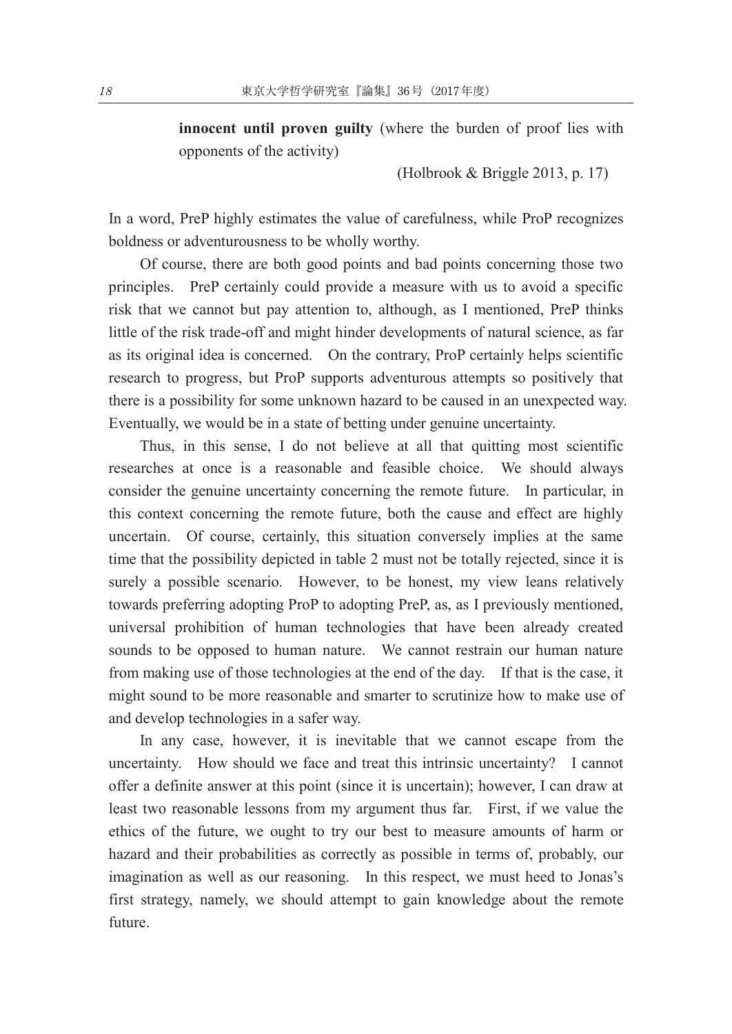**innocent until proven guilty** (where the burden of proof lies with opponents of the activity)

(Holbrook & Briggle 2013, p. 17)

In a word, PreP highly estimates the value of carefulness, while ProP recognizes boldness or adventurousness to be wholly worthy.

Of course, there are both good points and bad points concerning those two principles. PreP certainly could provide a measure with us to avoid a specific risk that we cannot but pay attention to, although, as I mentioned, PreP thinks little of the risk trade-off and might hinder developments of natural science, as far as its original idea is concerned. On the contrary, ProP certainly helps scientific research to progress, but ProP supports adventurous attempts so positively that there is a possibility for some unknown hazard to be caused in an unexpected way. Eventually, we would be in a state of betting under genuine uncertainty.

Thus, in this sense, I do not believe at all that quitting most scientific researches at once is a reasonable and feasible choice. We should always consider the genuine uncertainty concerning the remote future. In particular, in this context concerning the remote future, both the cause and effect are highly uncertain. Of course, certainly, this situation conversely implies at the same time that the possibility depicted in table 2 must not be totally rejected, since it is surely a possible scenario. However, to be honest, my view leans relatively towards preferring adopting ProP to adopting PreP, as, as I previously mentioned, universal prohibition of human technologies that have been already created sounds to be opposed to human nature. We cannot restrain our human nature from making use of those technologies at the end of the day. If that is the case, it might sound to be more reasonable and smarter to scrutinize how to make use of and develop technologies in a safer way.

In any case, however, it is inevitable that we cannot escape from the uncertainty. How should we face and treat this intrinsic uncertainty? I cannot offer a definite answer at this point (since it is uncertain); however, I can draw at least two reasonable lessons from my argument thus far. First, if we value the ethics of the future, we ought to try our best to measure amounts of harm or hazard and their probabilities as correctly as possible in terms of, probably, our imagination as well as our reasoning. In this respect, we must heed to Jonas's first strategy, namely, we should attempt to gain knowledge about the remote future.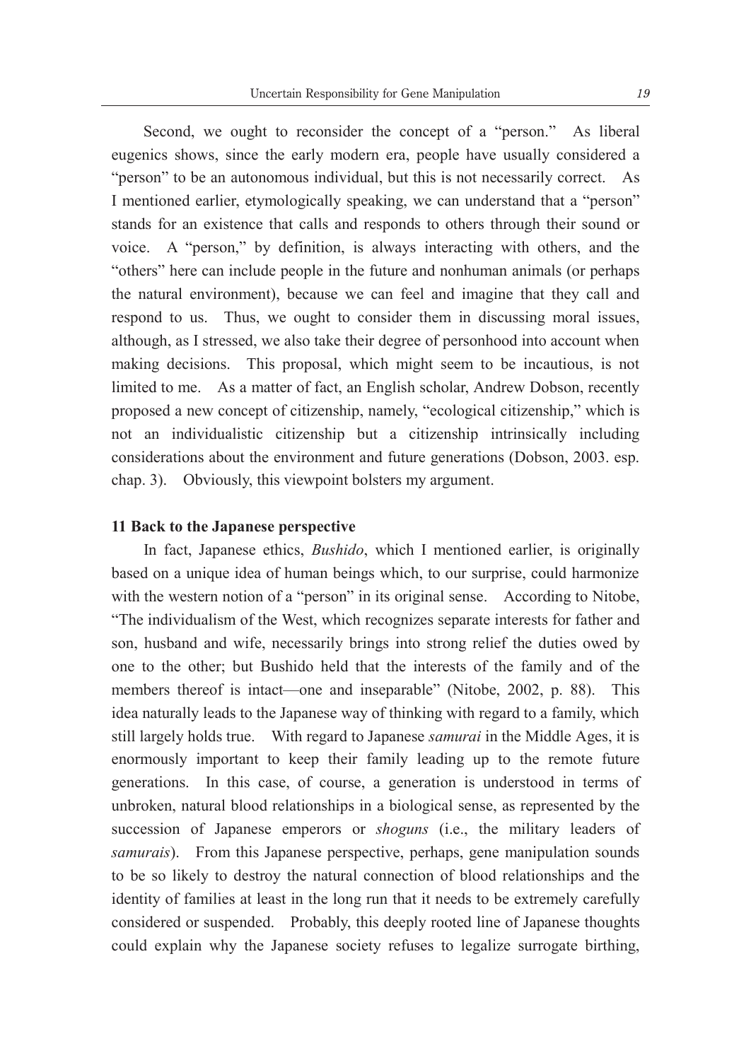Second, we ought to reconsider the concept of a "person." As liberal eugenics shows, since the early modern era, people have usually considered a "person" to be an autonomous individual, but this is not necessarily correct. As I mentioned earlier, etymologically speaking, we can understand that a "person" stands for an existence that calls and responds to others through their sound or voice. A "person," by definition, is always interacting with others, and the "others" here can include people in the future and nonhuman animals (or perhaps the natural environment), because we can feel and imagine that they call and respond to us. Thus, we ought to consider them in discussing moral issues, although, as I stressed, we also take their degree of personhood into account when making decisions. This proposal, which might seem to be incautious, is not limited to me. As a matter of fact, an English scholar, Andrew Dobson, recently proposed a new concept of citizenship, namely, "ecological citizenship," which is not an individualistic citizenship but a citizenship intrinsically including considerations about the environment and future generations (Dobson, 2003. esp. chap. 3). Obviously, this viewpoint bolsters my argument.

## 11 Back to the Japanese perspective

In fact, Japanese ethics, *Bushido*, which I mentioned earlier, is originally based on a unique idea of human beings which, to our surprise, could harmonize with the western notion of a "person" in its original sense. According to Nitobe, "The individualism of the West, which recognizes separate interests for father and son, husband and wife, necessarily brings into strong relief the duties owed by one to the other; but Bushido held that the interests of the family and of the members thereof is intact—one and inseparable" (Nitobe, 2002, p. 88). This idea naturally leads to the Japanese way of thinking with regard to a family, which still largely holds true. With regard to Japanese *samurai* in the Middle Ages, it is enormously important to keep their family leading up to the remote future generations. In this case, of course, a generation is understood in terms of unbroken, natural blood relationships in a biological sense, as represented by the succession of Japanese emperors or *shoguns* (i.e., the military leaders of *samurais*). From this Japanese perspective, perhaps, gene manipulation sounds to be so likely to destroy the natural connection of blood relationships and the identity of families at least in the long run that it needs to be extremely carefully considered or suspended. Probably, this deeply rooted line of Japanese thoughts could explain why the Japanese society refuses to legalize surrogate birthing,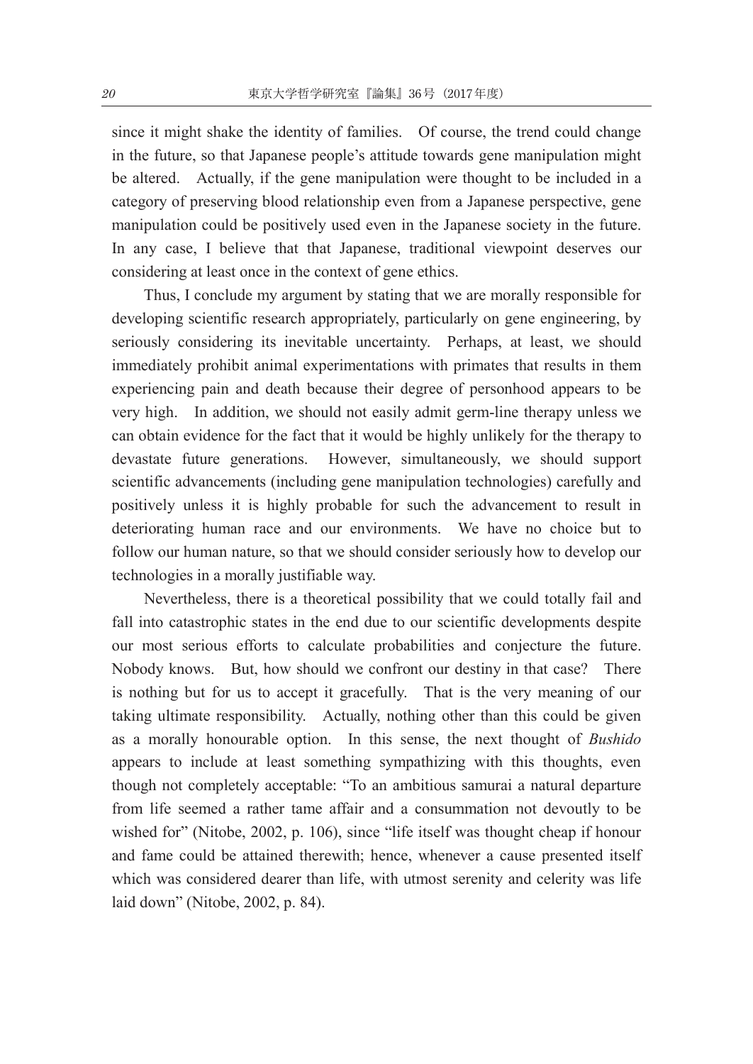since it might shake the identity of families. Of course, the trend could change in the future, so that Japanese people's attitude towards gene manipulation might be altered. Actually, if the gene manipulation were thought to be included in a category of preserving blood relationship even from a Japanese perspective, gene manipulation could be positively used even in the Japanese society in the future. In any case, I believe that that Japanese, traditional viewpoint deserves our considering at least once in the context of gene ethics.

Thus, I conclude my argument by stating that we are morally responsible for developing scientific research appropriately, particularly on gene engineering, by seriously considering its inevitable uncertainty. Perhaps, at least, we should immediately prohibit animal experimentations with primates that results in them experiencing pain and death because their degree of personhood appears to be very high. In addition, we should not easily admit germ-line therapy unless we can obtain evidence for the fact that it would be highly unlikely for the therapy to devastate future generations. However, simultaneously, we should support scientific advancements (including gene manipulation technologies) carefully and positively unless it is highly probable for such the advancement to result in deteriorating human race and our environments. We have no choice but to follow our human nature, so that we should consider seriously how to develop our technologies in a morally justifiable way.

Nevertheless, there is a theoretical possibility that we could totally fail and fall into catastrophic states in the end due to our scientific developments despite our most serious efforts to calculate probabilities and conjecture the future. Nobody knows. But, how should we confront our destiny in that case? There is nothing but for us to accept it gracefully. That is the very meaning of our taking ultimate responsibility. Actually, nothing other than this could be given as a morally honourable option. In this sense, the next thought of *Bushido* appears to include at least something sympathizing with this thoughts, even though not completely acceptable: "To an ambitious samurai a natural departure from life seemed a rather tame affair and a consummation not devoutly to be wished for" (Nitobe, 2002, p. 106), since "life itself was thought cheap if honour and fame could be attained therewith; hence, whenever a cause presented itself which was considered dearer than life, with utmost serenity and celerity was life laid down" (Nitobe, 2002, p. 84).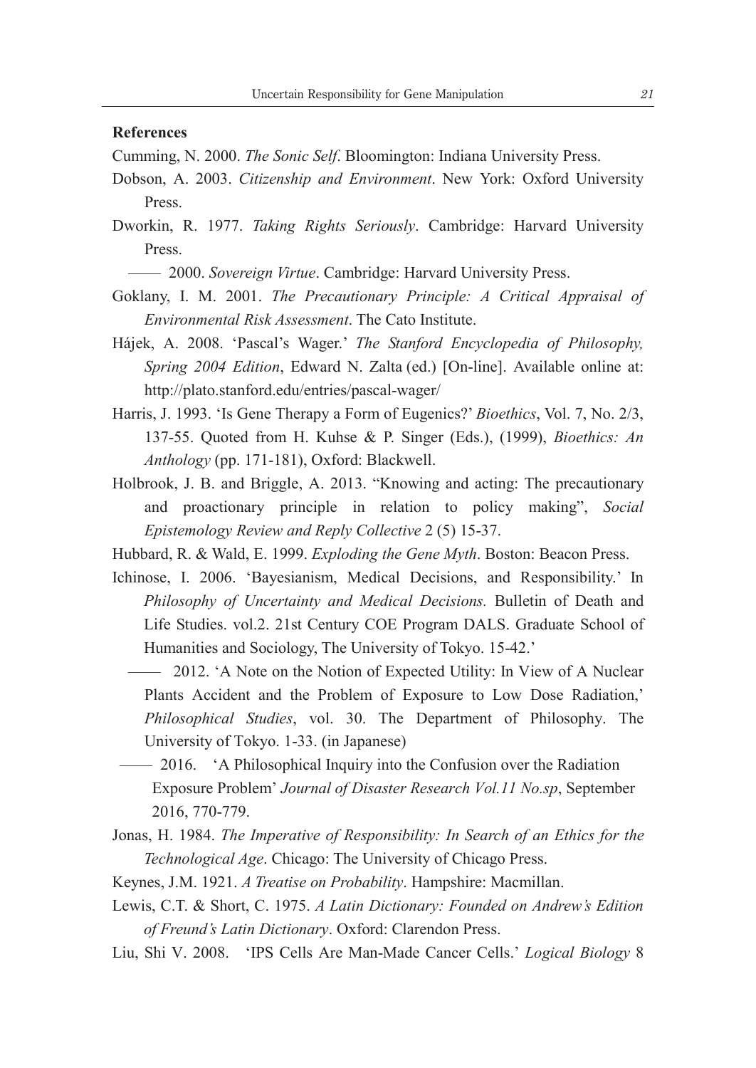**References**

Cumming, N. 2000. *The Sonic Self*. Bloomington: Indiana University Press.

Dobson, A. 2003. *Citizenship and Environment*. New York: Oxford University Press.

Dworkin, R. 1977. *Taking Rights Seriously*. Cambridge: Harvard University Press.

—— 2000. *Sovereign Virtue*. Cambridge: Harvard University Press.

Goklany, I. M. 2001. *The Precautionary Principle: A Critical Appraisal of Environmental Risk Assessment*. The Cato Institute.

Hájek, A. 2008. 'Pascal's Wager.' *The Stanford Encyclopedia of Philosophy, Spring 2004 Edition*, Edward N. Zalta (ed.) [On-line]. Available online at: http://plato.stanford.edu/entries/pascal-wager/

Harris, J. 1993. 'Is Gene Therapy a Form of Eugenics?' *Bioethics*, Vol. 7, No. 2/3, 137-55. Quoted from H. Kuhse & P. Singer (Eds.), (1999), *Bioethics: An Anthology* (pp. 171-181), Oxford: Blackwell.

Holbrook, J. B. and Briggle, A. 2013. "Knowing and acting: The precautionary and proactionary principle in relation to policy making", *Social Epistemology Review and Reply Collective* 2 (5) 15-37.

Hubbard, R. & Wald, E. 1999. *Exploding the Gene Myth*. Boston: Beacon Press.

Ichinose, I. 2006. 'Bayesianism, Medical Decisions, and Responsibility.' In *Philosophy of Uncertainty and Medical Decisions.* Bulletin of Death and Life Studies. vol.2. 21st Century COE Program DALS. Graduate School of Humanities and Sociology, The University of Tokyo. 15-42.'

—— 2012. 'A Note on the Notion of Expected Utility: In View of A Nuclear Plants Accident and the Problem of Exposure to Low Dose Radiation,' *Philosophical Studies*, vol. 30. The Department of Philosophy. The University of Tokyo. 1-33. (in Japanese)

—— 2016. 'A Philosophical Inquiry into the Confusion over the Radiation Exposure Problem' *Journal of Disaster Research Vol.11 No.sp*, September 2016, 770-779.

Jonas, H. 1984. *The Imperative of Responsibility: In Search of an Ethics for the Technological Age*. Chicago: The University of Chicago Press.

Keynes, J.M. 1921. *A Treatise on Probability*. Hampshire: Macmillan.

Lewis, C.T. & Short, C. 1975. *A Latin Dictionary: Founded on Andrew's Edition of Freund's Latin Dictionary*. Oxford: Clarendon Press.

Liu, Shi V. 2008. 'IPS Cells Are Man-Made Cancer Cells.' *Logical Biology* 8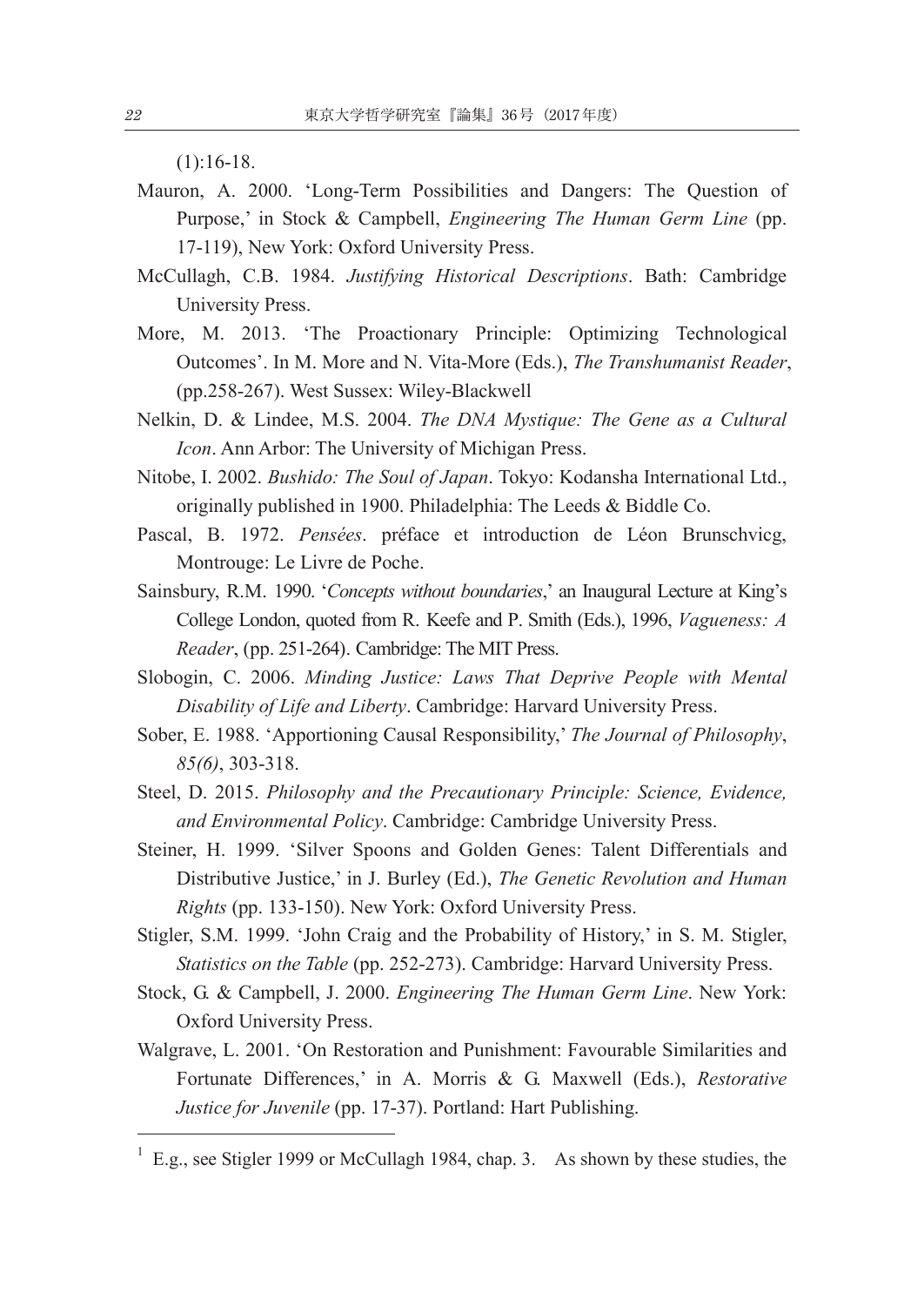(1):16-18.

Mauron, A. 2000. 'Long-Term Possibilities and Dangers: The Question of Purpose,' in Stock & Campbell, *Engineering The Human Germ Line* (pp. 17-119), New York: Oxford University Press.

McCullagh, C.B. 1984. *Justifying Historical Descriptions*. Bath: Cambridge University Press.

More, M. 2013. 'The Proactionary Principle: Optimizing Technological Outcomes'. In M. More and N. Vita-More (Eds.), *The Transhumanist Reader*, (pp.258-267). West Sussex: Wiley-Blackwell

Nelkin, D. & Lindee, M.S. 2004. *The DNA Mystique: The Gene as a Cultural Icon*. Ann Arbor: The University of Michigan Press.

Nitobe, I. 2002. *Bushido: The Soul of Japan*. Tokyo: Kodansha International Ltd., originally published in 1900. Philadelphia: The Leeds & Biddle Co.

Pascal, B. 1972. *Pensées*. préface et introduction de Léon Brunschvicg, Montrouge: Le Livre de Poche.

Sainsbury, R.M. 1990. '*Concepts without boundaries*,' an Inaugural Lecture at King's College London, quoted from R. Keefe and P. Smith (Eds.), 1996, *Vagueness: A Reader*, (pp. 251-264). Cambridge: The MIT Press.

Slobogin, C. 2006. *Minding Justice: Laws That Deprive People with Mental Disability of Life and Liberty*. Cambridge: Harvard University Press.

Sober, E. 1988. 'Apportioning Causal Responsibility,' *The Journal of Philosophy*, *85(6)*, 303-318.

Steel, D. 2015. *Philosophy and the Precautionary Principle: Science, Evidence, and Environmental Policy*. Cambridge: Cambridge University Press.

Steiner, H. 1999. 'Silver Spoons and Golden Genes: Talent Differentials and Distributive Justice,' in J. Burley (Ed.), *The Genetic Revolution and Human Rights* (pp. 133-150). New York: Oxford University Press.

Stigler, S.M. 1999. 'John Craig and the Probability of History,' in S. M. Stigler, *Statistics on the Table* (pp. 252-273). Cambridge: Harvard University Press.

Stock, G. & Campbell, J. 2000. *Engineering The Human Germ Line*. New York: Oxford University Press.

Walgrave, L. 2001. 'On Restoration and Punishment: Favourable Similarities and Fortunate Differences,' in A. Morris & G. Maxwell (Eds.), *Restorative Justice for Juvenile* (pp. 17-37). Portland: Hart Publishing.

---

[1] E.g., see Stigler 1999 or McCullagh 1984, chap. 3.　As shown by these studies, the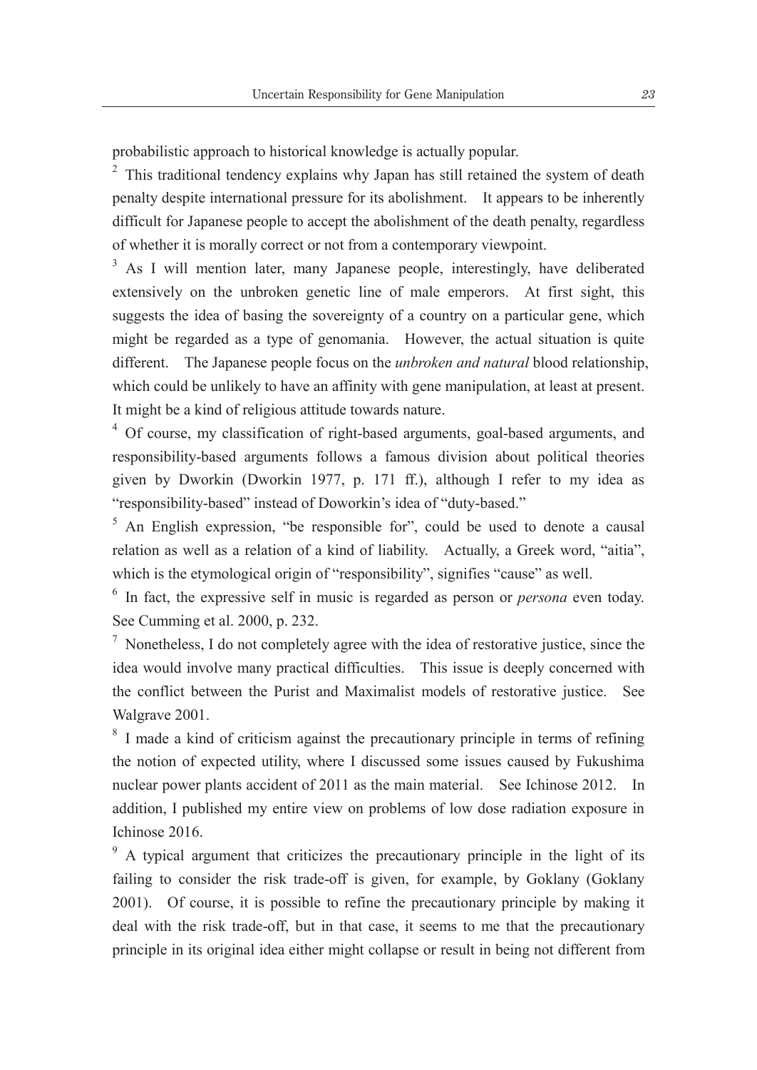probabilistic approach to historical knowledge is actually popular.

[2] This traditional tendency explains why Japan has still retained the system of death penalty despite international pressure for its abolishment. It appears to be inherently difficult for Japanese people to accept the abolishment of the death penalty, regardless of whether it is morally correct or not from a contemporary viewpoint.

[3] As I will mention later, many Japanese people, interestingly, have deliberated extensively on the unbroken genetic line of male emperors. At first sight, this suggests the idea of basing the sovereignty of a country on a particular gene, which might be regarded as a type of genomania. However, the actual situation is quite different. The Japanese people focus on the *unbroken and natural* blood relationship, which could be unlikely to have an affinity with gene manipulation, at least at present. It might be a kind of religious attitude towards nature.

[4] Of course, my classification of right-based arguments, goal-based arguments, and responsibility-based arguments follows a famous division about political theories given by Dworkin (Dworkin 1977, p. 171 ff.), although I refer to my idea as "responsibility-based" instead of Doworkin's idea of "duty-based."

[5] An English expression, "be responsible for", could be used to denote a causal relation as well as a relation of a kind of liability. Actually, a Greek word, "aitia", which is the etymological origin of "responsibility", signifies "cause" as well.

[6] In fact, the expressive self in music is regarded as person or *persona* even today. See Cumming et al. 2000, p. 232.

[7] Nonetheless, I do not completely agree with the idea of restorative justice, since the idea would involve many practical difficulties. This issue is deeply concerned with the conflict between the Purist and Maximalist models of restorative justice. See Walgrave 2001.

[8] I made a kind of criticism against the precautionary principle in terms of refining the notion of expected utility, where I discussed some issues caused by Fukushima nuclear power plants accident of 2011 as the main material. See Ichinose 2012. In addition, I published my entire view on problems of low dose radiation exposure in Ichinose 2016.

[9] A typical argument that criticizes the precautionary principle in the light of its failing to consider the risk trade-off is given, for example, by Goklany (Goklany 2001). Of course, it is possible to refine the precautionary principle by making it deal with the risk trade-off, but in that case, it seems to me that the precautionary principle in its original idea either might collapse or result in being not different from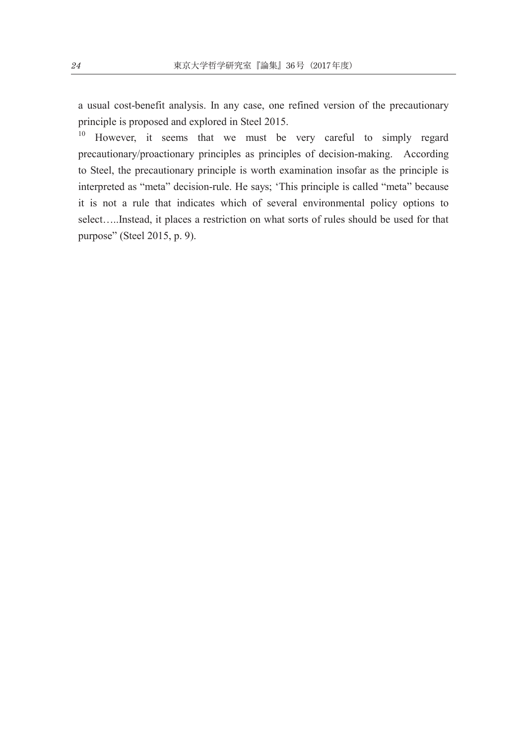a usual cost-benefit analysis. In any case, one refined version of the precautionary principle is proposed and explored in Steel 2015.

[10] However, it seems that we must be very careful to simply regard precautionary/proactionary principles as principles of decision-making. According to Steel, the precautionary principle is worth examination insofar as the principle is interpreted as "meta" decision-rule. He says; 'This principle is called "meta" because it is not a rule that indicates which of several environmental policy options to select…..Instead, it places a restriction on what sorts of rules should be used for that purpose" (Steel 2015, p. 9).